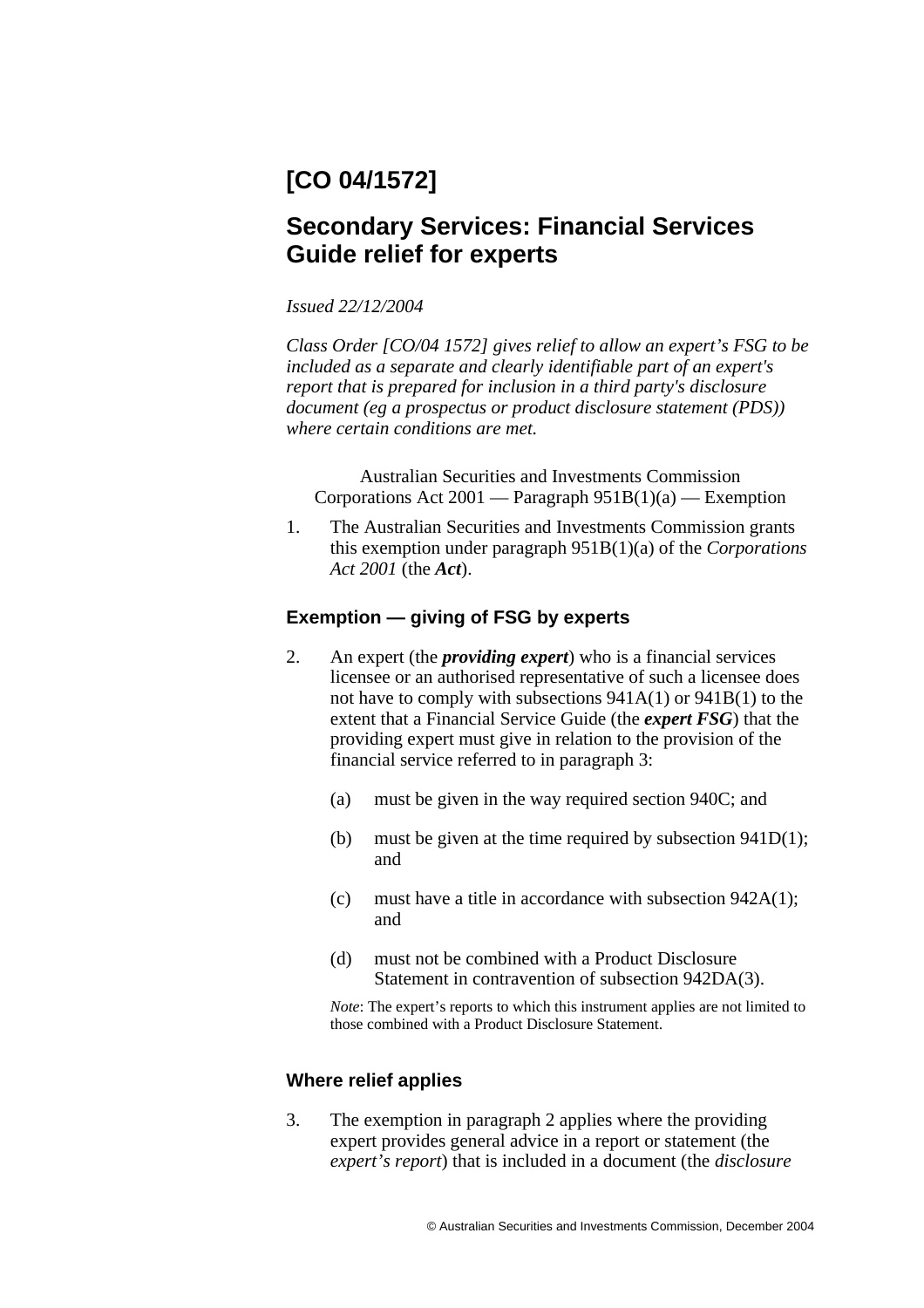# [CO 04/1572]

## Secondary Services: Financial Services Guide relief for experts

*Issued 22/12/2004*

*Class Order [CO/04 1572] gives relief to allow an expert's FSG to be included as a separate and clearly identifiable part of an expert's report that is prepared for inclusion in a third party's disclosure document (eg a prospectus or product disclosure statement (PDS)) where certain conditions are met.*

Australian Securities and Investments Commission
Corporations Act 2001 — Paragraph 951B(1)(a) — Exemption

1. The Australian Securities and Investments Commission grants this exemption under paragraph 951B(1)(a) of the *Corporations Act 2001* (the ***Act***).

### Exemption — giving of FSG by experts

2. An expert (the ***providing expert***) who is a financial services licensee or an authorised representative of such a licensee does not have to comply with subsections 941A(1) or 941B(1) to the extent that a Financial Service Guide (the ***expert FSG***) that the providing expert must give in relation to the provision of the financial service referred to in paragraph 3:

   (a) must be given in the way required section 940C; and

   (b) must be given at the time required by subsection 941D(1); and

   (c) must have a title in accordance with subsection 942A(1); and

   (d) must not be combined with a Product Disclosure Statement in contravention of subsection 942DA(3).

   *Note*: The expert's reports to which this instrument applies are not limited to those combined with a Product Disclosure Statement.

### Where relief applies

3. The exemption in paragraph 2 applies where the providing expert provides general advice in a report or statement (the *expert's report*) that is included in a document (the *disclosure*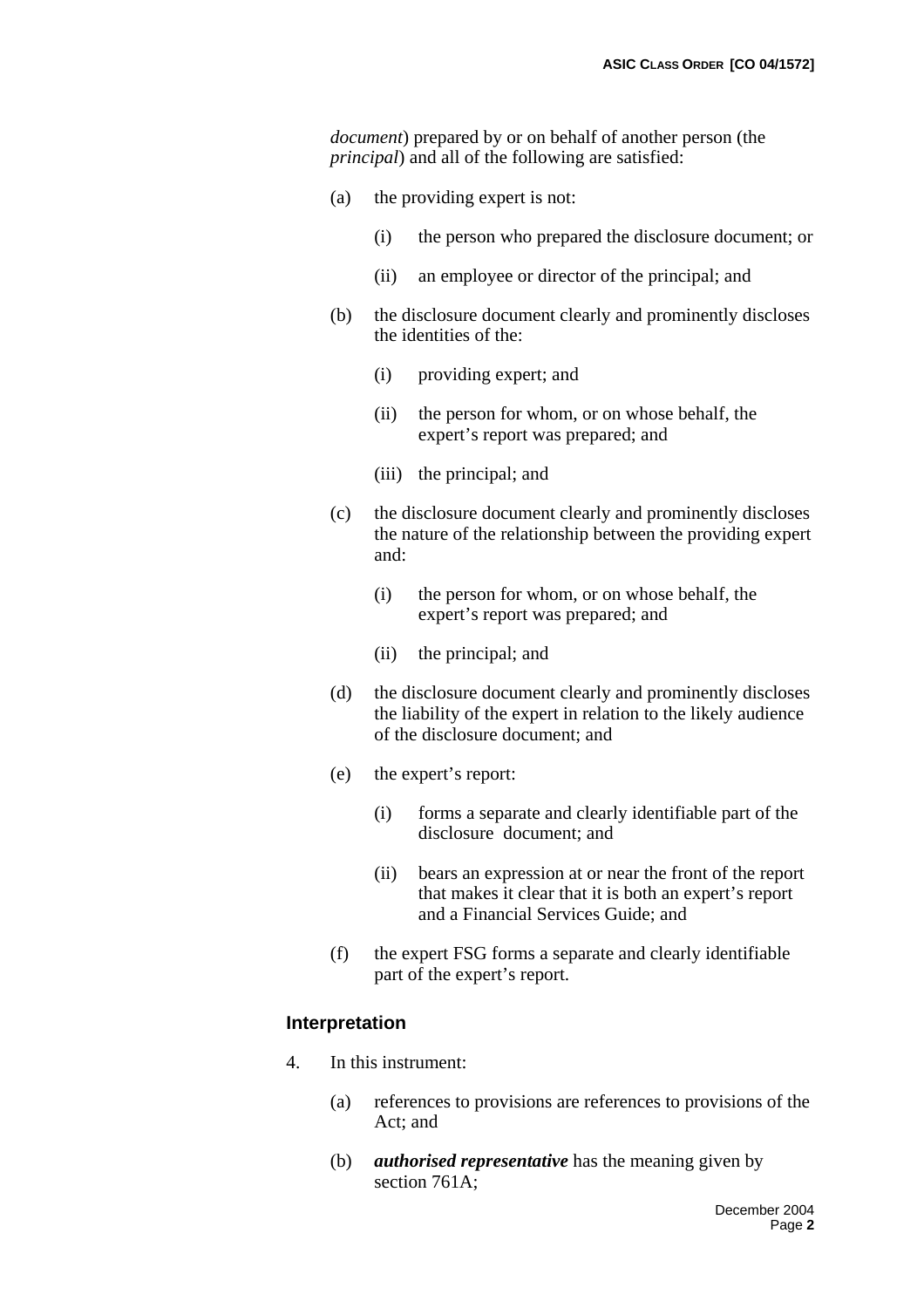*document*) prepared by or on behalf of another person (the *principal*) and all of the following are satisfied:

(a) the providing expert is not:

   (i) the person who prepared the disclosure document; or

   (ii) an employee or director of the principal; and

(b) the disclosure document clearly and prominently discloses the identities of the:

   (i) providing expert; and

   (ii) the person for whom, or on whose behalf, the expert's report was prepared; and

   (iii) the principal; and

(c) the disclosure document clearly and prominently discloses the nature of the relationship between the providing expert and:

   (i) the person for whom, or on whose behalf, the expert's report was prepared; and

   (ii) the principal; and

(d) the disclosure document clearly and prominently discloses the liability of the expert in relation to the likely audience of the disclosure document; and

(e) the expert's report:

   (i) forms a separate and clearly identifiable part of the disclosure document; and

   (ii) bears an expression at or near the front of the report that makes it clear that it is both an expert's report and a Financial Services Guide; and

(f) the expert FSG forms a separate and clearly identifiable part of the expert's report.

## Interpretation

4. In this instrument:

(a) references to provisions are references to provisions of the Act; and

(b) ***authorised representative*** has the meaning given by section 761A;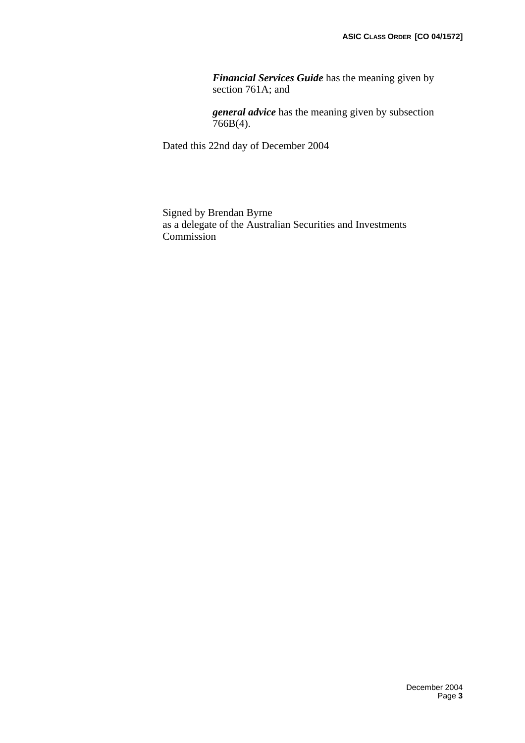***Financial Services Guide*** has the meaning given by section 761A; and

***general advice*** has the meaning given by subsection 766B(4).

Dated this 22nd day of December 2004

Signed by Brendan Byrne
as a delegate of the Australian Securities and Investments Commission